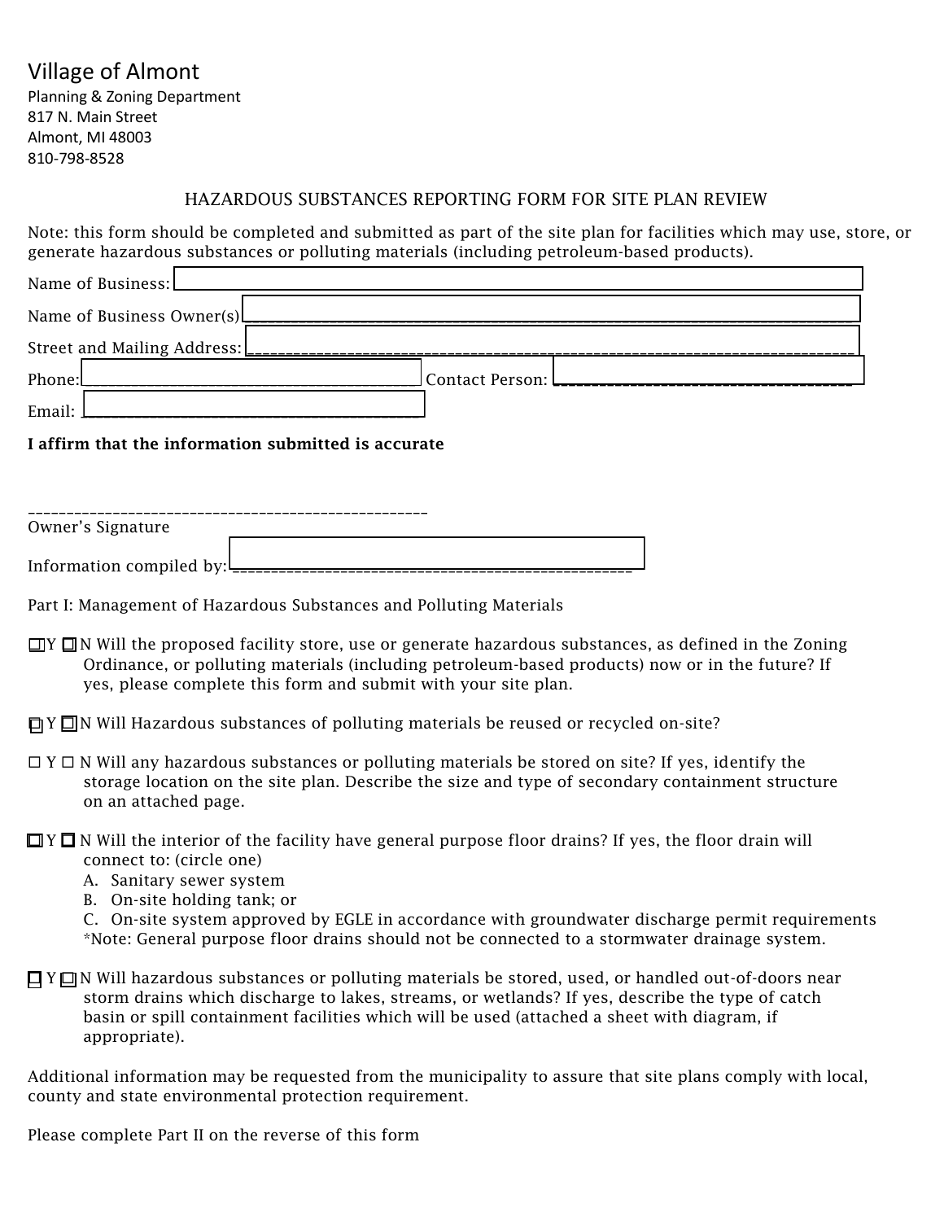Village of Almont

Planning & Zoning Department
817 N. Main Street
Almont, MI 48003
810-798-8528

## HAZARDOUS SUBSTANCES REPORTING FORM FOR SITE PLAN REVIEW

Note: this form should be completed and submitted as part of the site plan for facilities which may use, store, or generate hazardous substances or polluting materials (including petroleum-based products).

Name of Business: ______________________________________________

Name of Business Owner(s) ______________________________________________

Street and Mailing Address: ______________________________________________

Phone: ________________________ Contact Person: ________________________

Email: ________________________

**I affirm that the information submitted is accurate**

______________________________________________
Owner's Signature

Information compiled by: ______________________________________________

Part I: Management of Hazardous Substances and Polluting Materials

☐ Y ☐ N Will the proposed facility store, use or generate hazardous substances, as defined in the Zoning Ordinance, or polluting materials (including petroleum-based products) now or in the future? If yes, please complete this form and submit with your site plan.

☐ Y ☐ N Will Hazardous substances of polluting materials be reused or recycled on-site?

☐ Y ☐ N Will any hazardous substances or polluting materials be stored on site? If yes, identify the storage location on the site plan. Describe the size and type of secondary containment structure on an attached page.

☐ Y ☐ N Will the interior of the facility have general purpose floor drains? If yes, the floor drain will connect to: (circle one)

A. Sanitary sewer system
B. On-site holding tank; or
C. On-site system approved by EGLE in accordance with groundwater discharge permit requirements

*Note: General purpose floor drains should not be connected to a stormwater drainage system.

☐ Y ☐ N Will hazardous substances or polluting materials be stored, used, or handled out-of-doors near storm drains which discharge to lakes, streams, or wetlands? If yes, describe the type of catch basin or spill containment facilities which will be used (attached a sheet with diagram, if appropriate).

Additional information may be requested from the municipality to assure that site plans comply with local, county and state environmental protection requirement.

Please complete Part II on the reverse of this form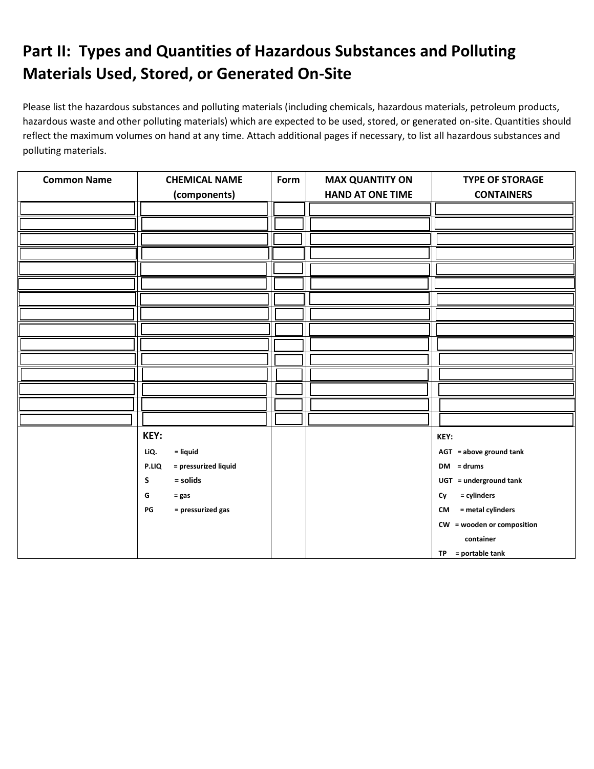## Part II: Types and Quantities of Hazardous Substances and Polluting Materials Used, Stored, or Generated On-Site

Please list the hazardous substances and polluting materials (including chemicals, hazardous materials, petroleum products, hazardous waste and other polluting materials) which are expected to be used, stored, or generated on-site. Quantities should reflect the maximum volumes on hand at any time. Attach additional pages if necessary, to list all hazardous substances and polluting materials.

| Common Name | CHEMICAL NAME (components) | Form | MAX QUANTITY ON HAND AT ONE TIME | TYPE OF STORAGE CONTAINERS |
|---|---|---|---|---|
| | | | | |
| | | | | |
| | | | | |
| | | | | |
| | | | | |
| | | | | |
| | | | | |
| | | | | |
| | | | | |
| | | | | |
| | | | | |
| | | | | |
| | | | | |
| | | | | |
| | | | | |
| | **KEY:**<br>**LiQ.** = liquid<br>**P.LIQ** = pressurized liquid<br>**S** = solids<br>**G** = gas<br>**PG** = pressurized gas | | | **KEY:**<br>**AGT** = above ground tank<br>**DM** = drums<br>**UGT** = underground tank<br>**Cy** = cylinders<br>**CM** = metal cylinders<br>**CW** = wooden or composition container<br>**TP** = portable tank |